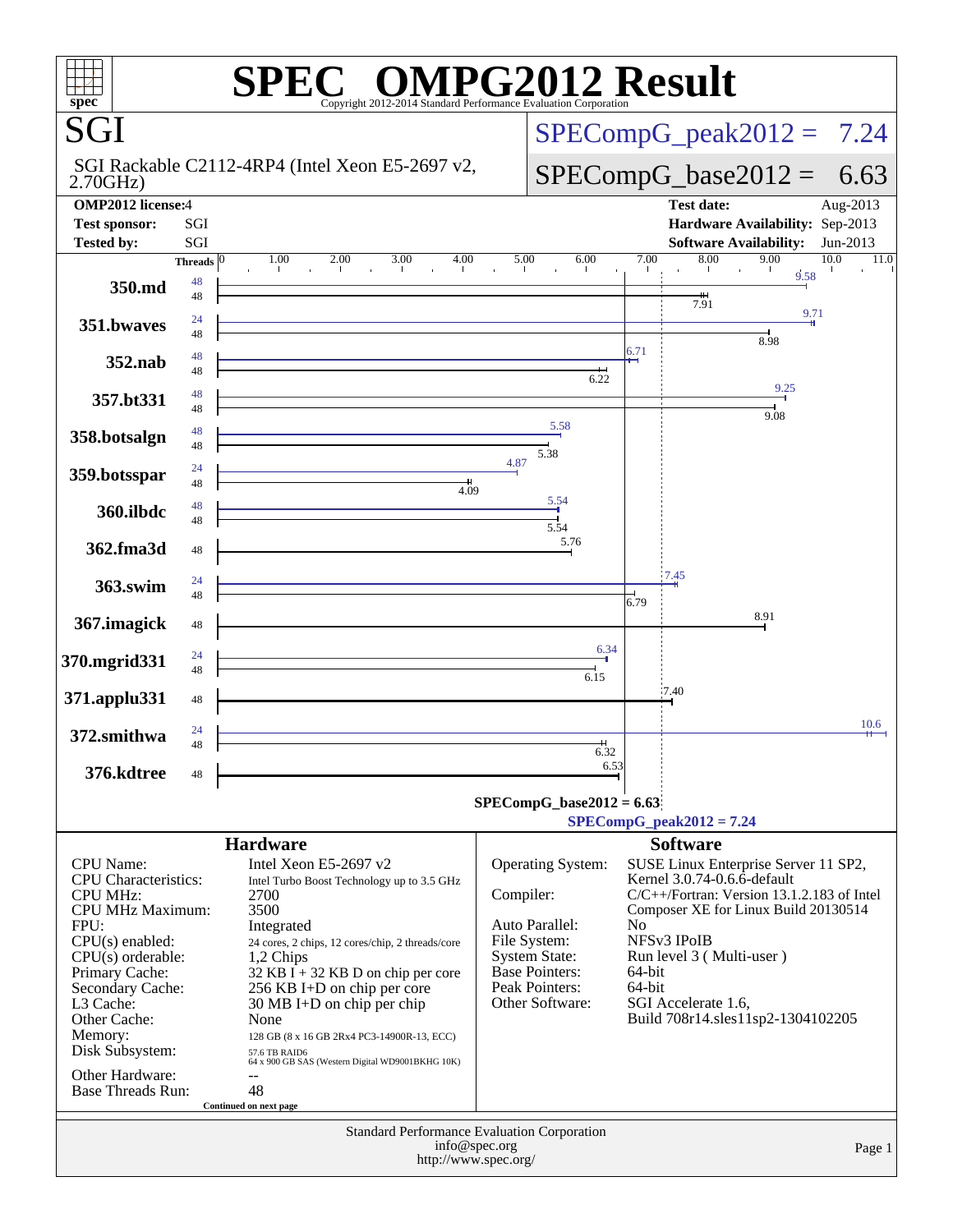# SPEC OMPG2012 Result

Copyright 2012-2014 Standard Performance Evaluation Corporation

## SGI

SGI Rackable C2112-4RP4 (Intel Xeon E5-2697 v2, 2.70GHz)

**SPECompG_peak2012 = 7.24**

**SPECompG_base2012 = 6.63**

| | | | |
|---|---|---|---|
| **OMP2012 license:** | 4 | **Test date:** | Aug-2013 |
| **Test sponsor:** | SGI | **Hardware Availability:** | Sep-2013 |
| **Tested by:** | SGI | **Software Availability:** | Jun-2013 |

| Benchmark | Peak Threads | Base Threads | Peak | Base |
|---|---|---|---|---|
| 350.md | 48 | 48 | 9.58 | 7.91 |
| 351.bwaves | 24 | 48 | 9.71 | 8.98 |
| 352.nab | 48 | 48 | 6.71 | 6.22 |
| 357.bt331 | 48 | 48 | 9.25 | 9.08 |
| 358.botsalgn | 48 | 48 | 5.58 | 5.38 |
| 359.botsspar | 24 | 48 | 4.87 | 4.09 |
| 360.ilbdc | 48 | 48 | 5.54 | 5.54 |
| 362.fma3d | | 48 | | 5.76 |
| 363.swim | 24 | 48 | 7.45 | 6.79 |
| 367.imagick | | 48 | | 8.91 |
| 370.mgrid331 | 24 | 48 | 6.34 | 6.15 |
| 371.applu331 | | 48 | | 7.40 |
| 372.smithwa | 24 | 48 | 10.6 | 6.32 |
| 376.kdtree | | 48 | | 6.53 |

SPECompG_base2012 = 6.63

SPECompG_peak2012 = 7.24

### Hardware

| | |
|---|---|
| CPU Name: | Intel Xeon E5-2697 v2 |
| CPU Characteristics: | Intel Turbo Boost Technology up to 3.5 GHz |
| CPU MHz: | 2700 |
| CPU MHz Maximum: | 3500 |
| FPU: | Integrated |
| CPU(s) enabled: | 24 cores, 2 chips, 12 cores/chip, 2 threads/core |
| CPU(s) orderable: | 1,2 Chips |
| Primary Cache: | 32 KB I + 32 KB D on chip per core |
| Secondary Cache: | 256 KB I+D on chip per core |
| L3 Cache: | 30 MB I+D on chip per chip |
| Other Cache: | None |
| Memory: | 128 GB (8 x 16 GB 2Rx4 PC3-14900R-13, ECC) |
| Disk Subsystem: | 57.6 TB RAID6 64 x 900 GB SAS (Western Digital WD9001BKHG 10K) |
| Other Hardware: | -- |
| Base Threads Run: | 48 |

Continued on next page

### Software

| | |
|---|---|
| Operating System: | SUSE Linux Enterprise Server 11 SP2, Kernel 3.0.74-0.6.6-default |
| Compiler: | C/C++/Fortran: Version 13.1.2.183 of Intel Composer XE for Linux Build 20130514 |
| Auto Parallel: | No |
| File System: | NFSv3 IPoIB |
| System State: | Run level 3 ( Multi-user ) |
| Base Pointers: | 64-bit |
| Peak Pointers: | 64-bit |
| Other Software: | SGI Accelerate 1.6, Build 708r14.sles11sp2-1304102205 |

Standard Performance Evaluation Corporation
info@spec.org
http://www.spec.org/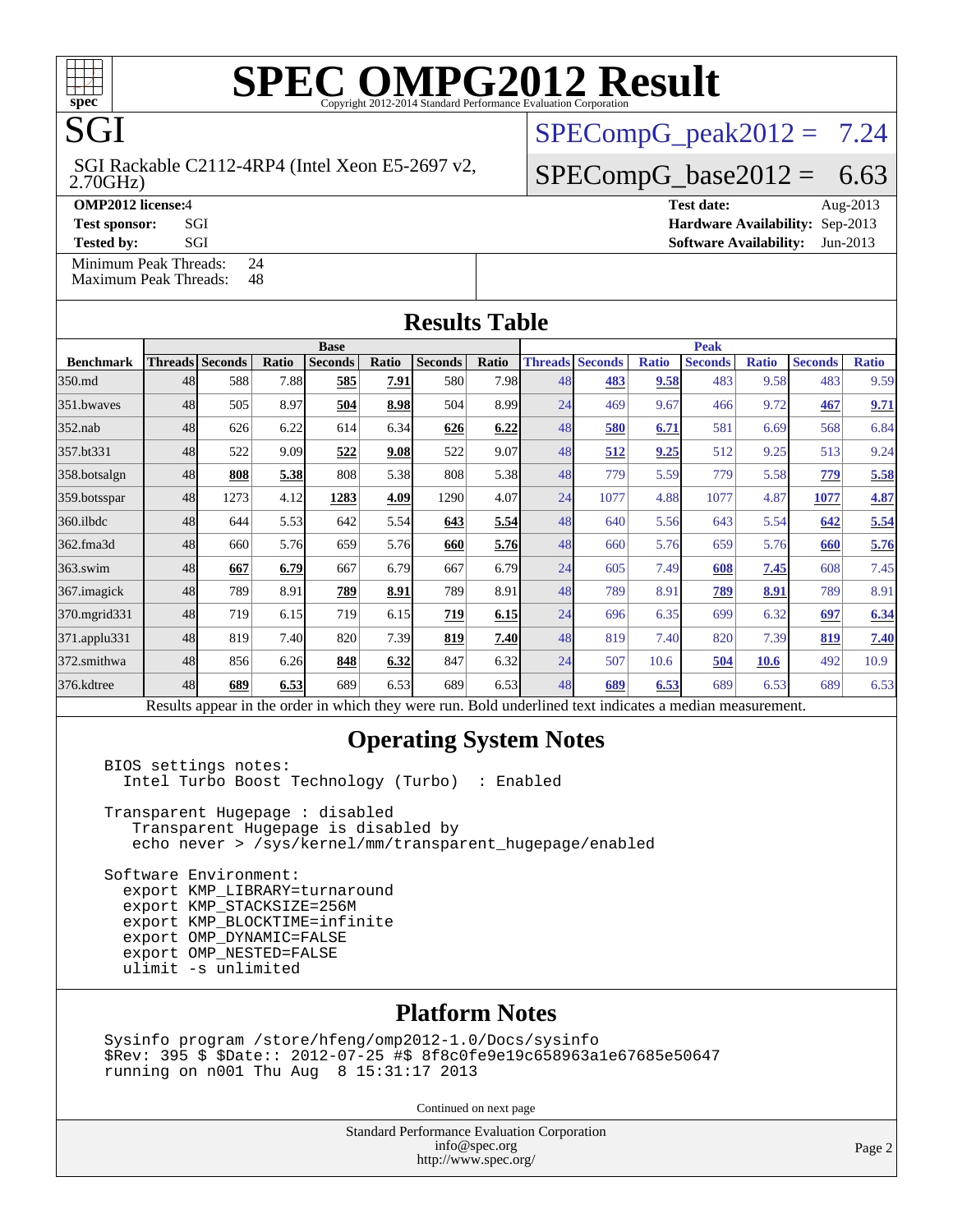# SPEC OMPG2012 Result

Copyright 2012-2014 Standard Performance Evaluation Corporation

## SGI

SGI Rackable C2112-4RP4 (Intel Xeon E5-2697 v2, 2.70GHz)

SPECompG_peak2012 = 7.24

SPECompG_base2012 = 6.63

| | | | |
|---|---|---|---|
| **OMP2012 license:** | 4 | **Test date:** | Aug-2013 |
| **Test sponsor:** | SGI | **Hardware Availability:** | Sep-2013 |
| **Tested by:** | SGI | **Software Availability:** | Jun-2013 |

Minimum Peak Threads: 24
Maximum Peak Threads: 48

## Results Table

| Benchmark | Base | | | | | | | Peak | | | | | | |
|---|---|---|---|---|---|---|---|---|---|---|---|---|---|---|
| | Threads | Seconds | Ratio | Seconds | Ratio | Seconds | Ratio | Threads | Seconds | Ratio | Seconds | Ratio | Seconds | Ratio |
| 350.md | 48 | 588 | 7.88 | **585** | **7.91** | 580 | 7.98 | 48 | **483** | **9.58** | 483 | 9.58 | 483 | 9.59 |
| 351.bwaves | 48 | 505 | 8.97 | **504** | **8.98** | 504 | 8.99 | 24 | 469 | 9.67 | 466 | 9.72 | **467** | **9.71** |
| 352.nab | 48 | 626 | 6.22 | 614 | 6.34 | **626** | **6.22** | 48 | **580** | **6.71** | 581 | 6.69 | 568 | 6.84 |
| 357.bt331 | 48 | 522 | 9.09 | **522** | **9.08** | 522 | 9.07 | 48 | **512** | **9.25** | 512 | 9.25 | 513 | 9.24 |
| 358.botsalgn | 48 | **808** | **5.38** | 808 | 5.38 | 808 | 5.38 | 48 | 779 | 5.59 | 779 | 5.58 | **779** | **5.58** |
| 359.botsspar | 48 | 1273 | 4.12 | **1283** | **4.09** | 1290 | 4.07 | 24 | 1077 | 4.88 | 1077 | 4.87 | **1077** | **4.87** |
| 360.ilbdc | 48 | 644 | 5.53 | 642 | 5.54 | **643** | **5.54** | 48 | 640 | 5.56 | 643 | 5.54 | **642** | **5.54** |
| 362.fma3d | 48 | 660 | 5.76 | 659 | 5.76 | **660** | **5.76** | 48 | 660 | 5.76 | 659 | 5.76 | **660** | **5.76** |
| 363.swim | 48 | **667** | **6.79** | 667 | 6.79 | 667 | 6.79 | 24 | 605 | 7.49 | **608** | **7.45** | 608 | 7.45 |
| 367.imagick | 48 | 789 | 8.91 | **789** | **8.91** | 789 | 8.91 | 48 | 789 | 8.91 | **789** | **8.91** | 789 | 8.91 |
| 370.mgrid331 | 48 | 719 | 6.15 | 719 | 6.15 | **719** | **6.15** | 24 | 696 | 6.35 | 699 | 6.32 | **697** | **6.34** |
| 371.applu331 | 48 | 819 | 7.40 | 820 | 7.39 | **819** | **7.40** | 48 | 819 | 7.40 | 820 | 7.39 | **819** | **7.40** |
| 372.smithwa | 48 | 856 | 6.26 | **848** | **6.32** | 847 | 6.32 | 24 | 507 | 10.6 | **504** | **10.6** | 492 | 10.9 |
| 376.kdtree | 48 | **689** | **6.53** | 689 | 6.53 | 689 | 6.53 | 48 | **689** | **6.53** | 689 | 6.53 | 689 | 6.53 |

Results appear in the order in which they were run. Bold underlined text indicates a median measurement.

## Operating System Notes

```
BIOS settings notes:
  Intel Turbo Boost Technology (Turbo)  : Enabled

Transparent Hugepage : disabled
   Transparent Hugepage is disabled by
   echo never > /sys/kernel/mm/transparent_hugepage/enabled

Software Environment:
  export KMP_LIBRARY=turnaround
  export KMP_STACKSIZE=256M
  export KMP_BLOCKTIME=infinite
  export OMP_DYNAMIC=FALSE
  export OMP_NESTED=FALSE
  ulimit -s unlimited
```

## Platform Notes

```
Sysinfo program /store/hfeng/omp2012-1.0/Docs/sysinfo
$Rev: 395 $ $Date:: 2012-07-25 #$ 8f8c0fe9e19c658963a1e67685e50647
running on n001 Thu Aug  8 15:31:17 2013
```

Continued on next page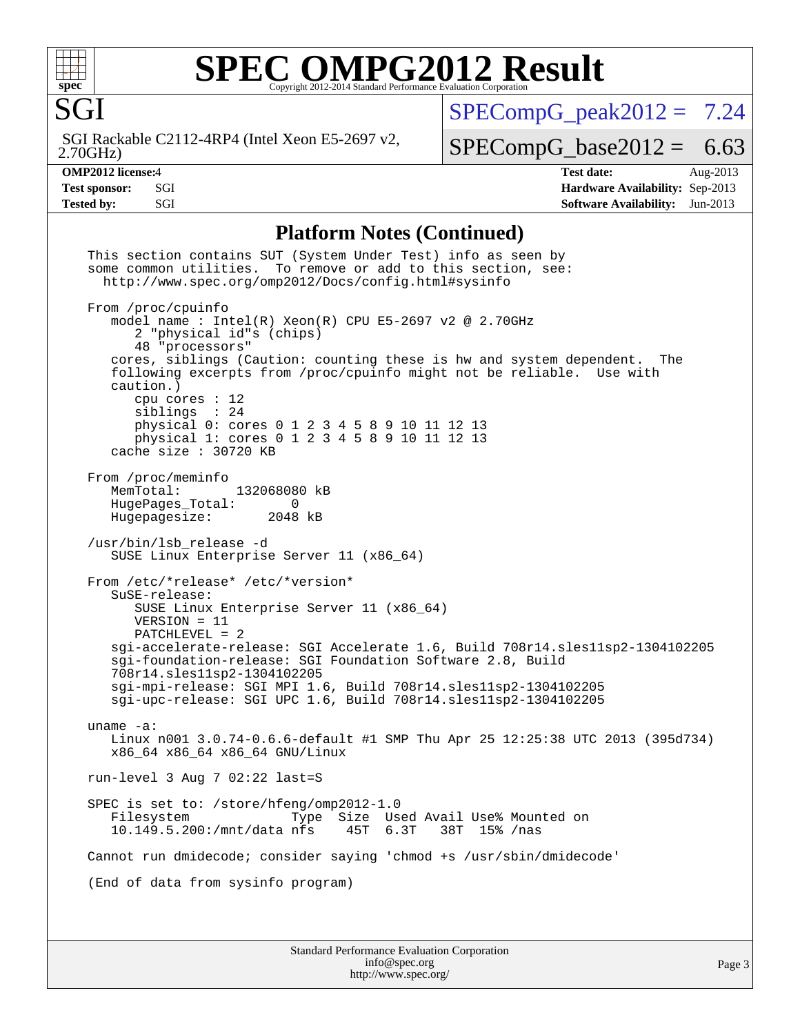## Platform Notes (Continued)

```
This section contains SUT (System Under Test) info as seen by
some common utilities.  To remove or add to this section, see:
  http://www.spec.org/omp2012/Docs/config.html#sysinfo

From /proc/cpuinfo
   model name : Intel(R) Xeon(R) CPU E5-2697 v2 @ 2.70GHz
      2 "physical id"s (chips)
      48 "processors"
   cores, siblings (Caution: counting these is hw and system dependent.  The
   following excerpts from /proc/cpuinfo might not be reliable.  Use with
   caution.)
      cpu cores : 12
      siblings  : 24
      physical 0: cores 0 1 2 3 4 5 8 9 10 11 12 13
      physical 1: cores 0 1 2 3 4 5 8 9 10 11 12 13
   cache size : 30720 KB

From /proc/meminfo
   MemTotal:       132068080 kB
   HugePages_Total:       0
   Hugepagesize:       2048 kB

/usr/bin/lsb_release -d
   SUSE Linux Enterprise Server 11 (x86_64)

From /etc/*release* /etc/*version*
   SuSE-release:
      SUSE Linux Enterprise Server 11 (x86_64)
      VERSION = 11
      PATCHLEVEL = 2
   sgi-accelerate-release: SGI Accelerate 1.6, Build 708r14.sles11sp2-1304102205
   sgi-foundation-release: SGI Foundation Software 2.8, Build
   708r14.sles11sp2-1304102205
   sgi-mpi-release: SGI MPI 1.6, Build 708r14.sles11sp2-1304102205
   sgi-upc-release: SGI UPC 1.6, Build 708r14.sles11sp2-1304102205

uname -a:
   Linux n001 3.0.74-0.6.6-default #1 SMP Thu Apr 25 12:25:38 UTC 2013 (395d734)
   x86_64 x86_64 x86_64 GNU/Linux

run-level 3 Aug 7 02:22 last=S

SPEC is set to: /store/hfeng/omp2012-1.0
   Filesystem              Type  Size  Used Avail Use% Mounted on
   10.149.5.200:/mnt/data nfs    45T  6.3T   38T  15% /nas

Cannot run dmidecode; consider saying 'chmod +s /usr/sbin/dmidecode'

(End of data from sysinfo program)
```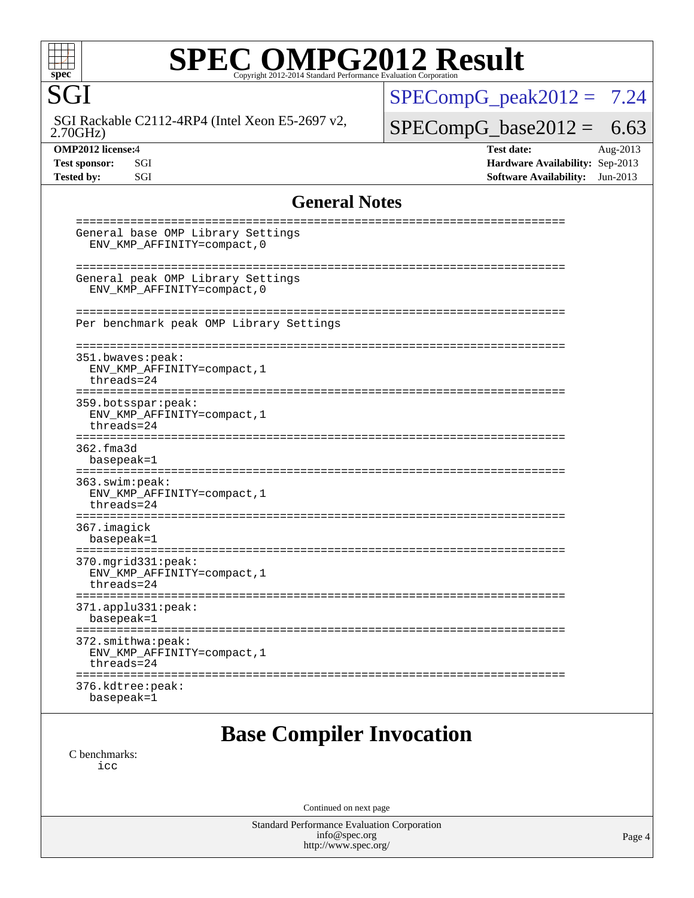# SPEC OMPG2012 Result

Copyright 2012-2014 Standard Performance Evaluation Corporation

**SGI**

SGI Rackable C2112-4RP4 (Intel Xeon E5-2697 v2, 2.70GHz)

SPECompG_peak2012 = 7.24

SPECompG_base2012 = 6.63

| | | | |
|---|---|---|---|
| **OMP2012 license:** | 4 | **Test date:** | Aug-2013 |
| **Test sponsor:** | SGI | **Hardware Availability:** | Sep-2013 |
| **Tested by:** | SGI | **Software Availability:** | Jun-2013 |

## General Notes

```
========================================================================
General base OMP Library Settings
  ENV_KMP_AFFINITY=compact,0

========================================================================
General peak OMP Library Settings
  ENV_KMP_AFFINITY=compact,0

========================================================================
Per benchmark peak OMP Library Settings

========================================================================
351.bwaves:peak:
  ENV_KMP_AFFINITY=compact,1
  threads=24
========================================================================
359.botsspar:peak:
  ENV_KMP_AFFINITY=compact,1
  threads=24
========================================================================
362.fma3d
  basepeak=1
========================================================================
363.swim:peak:
  ENV_KMP_AFFINITY=compact,1
  threads=24
========================================================================
367.imagick
  basepeak=1
========================================================================
370.mgrid331:peak:
  ENV_KMP_AFFINITY=compact,1
  threads=24
========================================================================
371.applu331:peak:
  basepeak=1
========================================================================
372.smithwa:peak:
  ENV_KMP_AFFINITY=compact,1
  threads=24
========================================================================
376.kdtree:peak:
  basepeak=1
```

## Base Compiler Invocation

C benchmarks:

icc

Continued on next page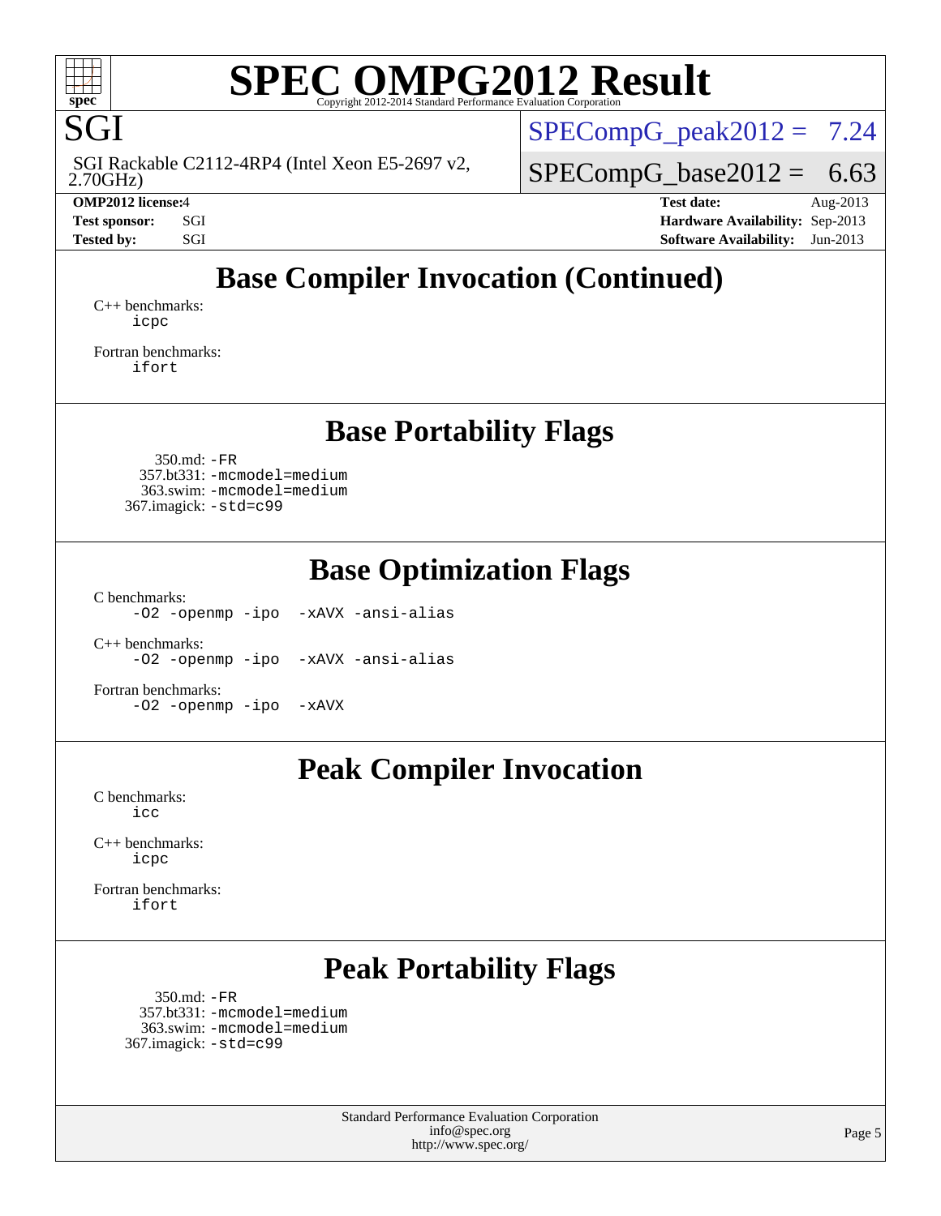# SPEC OMPG2012 Result

SGI

SGI Rackable C2112-4RP4 (Intel Xeon E5-2697 v2, 2.70GHz)

SPECompG_peak2012 = 7.24

SPECompG_base2012 = 6.63

**OMP2012 license:** 4
**Test sponsor:** SGI
**Tested by:** SGI

**Test date:** Aug-2013
**Hardware Availability:** Sep-2013
**Software Availability:** Jun-2013

## Base Compiler Invocation (Continued)

C++ benchmarks:
```
icpc
```

Fortran benchmarks:
```
ifort
```

## Base Portability Flags

350.md: `-FR`
357.bt331: `-mcmodel=medium`
363.swim: `-mcmodel=medium`
367.imagick: `-std=c99`

## Base Optimization Flags

C benchmarks:
```
-O2 -openmp -ipo -xAVX -ansi-alias
```

C++ benchmarks:
```
-O2 -openmp -ipo -xAVX -ansi-alias
```

Fortran benchmarks:
```
-O2 -openmp -ipo -xAVX
```

## Peak Compiler Invocation

C benchmarks:
```
icc
```

C++ benchmarks:
```
icpc
```

Fortran benchmarks:
```
ifort
```

## Peak Portability Flags

350.md: `-FR`
357.bt331: `-mcmodel=medium`
363.swim: `-mcmodel=medium`
367.imagick: `-std=c99`

Standard Performance Evaluation Corporation
info@spec.org
http://www.spec.org/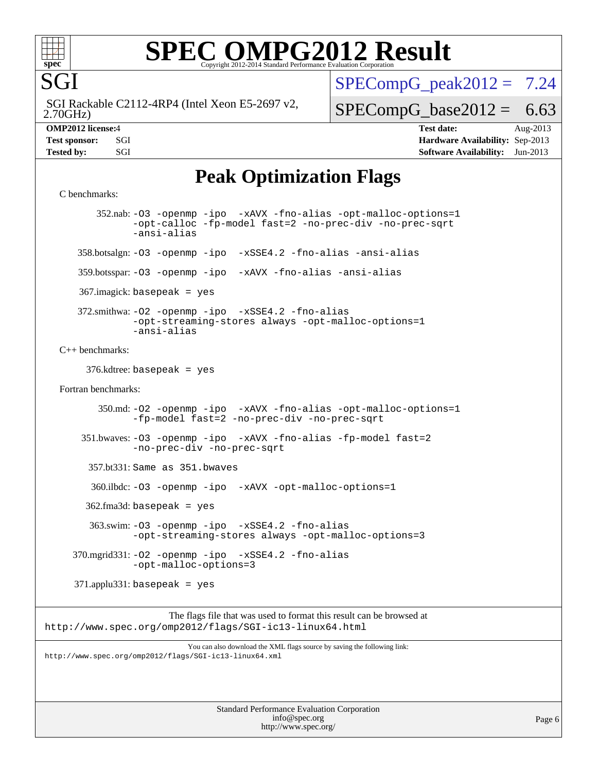# SPEC OMPG2012 Result

Copyright 2012-2014 Standard Performance Evaluation Corporation

**SGI**

SGI Rackable C2112-4RP4 (Intel Xeon E5-2697 v2, 2.70GHz)

SPECompG_peak2012 = 7.24

SPECompG_base2012 = 6.63

**OMP2012 license:** 4
**Test sponsor:** SGI
**Tested by:** SGI

**Test date:** Aug-2013
**Hardware Availability:** Sep-2013
**Software Availability:** Jun-2013

## Peak Optimization Flags

C benchmarks:

352.nab: `-O3 -openmp -ipo -xAVX -fno-alias -opt-malloc-options=1 -opt-calloc -fp-model fast=2 -no-prec-div -no-prec-sqrt -ansi-alias`

358.botsalgn: `-O3 -openmp -ipo -xSSE4.2 -fno-alias -ansi-alias`

359.botsspar: `-O3 -openmp -ipo -xAVX -fno-alias -ansi-alias`

367.imagick: `basepeak = yes`

372.smithwa: `-O2 -openmp -ipo -xSSE4.2 -fno-alias -opt-streaming-stores always -opt-malloc-options=1 -ansi-alias`

C++ benchmarks:

376.kdtree: `basepeak = yes`

Fortran benchmarks:

350.md: `-O2 -openmp -ipo -xAVX -fno-alias -opt-malloc-options=1 -fp-model fast=2 -no-prec-div -no-prec-sqrt`

351.bwaves: `-O3 -openmp -ipo -xAVX -fno-alias -fp-model fast=2 -no-prec-div -no-prec-sqrt`

357.bt331: `Same as 351.bwaves`

360.ilbdc: `-O3 -openmp -ipo -xAVX -opt-malloc-options=1`

362.fma3d: `basepeak = yes`

363.swim: `-O3 -openmp -ipo -xSSE4.2 -fno-alias -opt-streaming-stores always -opt-malloc-options=3`

370.mgrid331: `-O2 -openmp -ipo -xSSE4.2 -fno-alias -opt-malloc-options=3`

371.applu331: `basepeak = yes`

The flags file that was used to format this result can be browsed at
http://www.spec.org/omp2012/flags/SGI-ic13-linux64.html

You can also download the XML flags source by saving the following link:
http://www.spec.org/omp2012/flags/SGI-ic13-linux64.xml

Standard Performance Evaluation Corporation
info@spec.org
http://www.spec.org/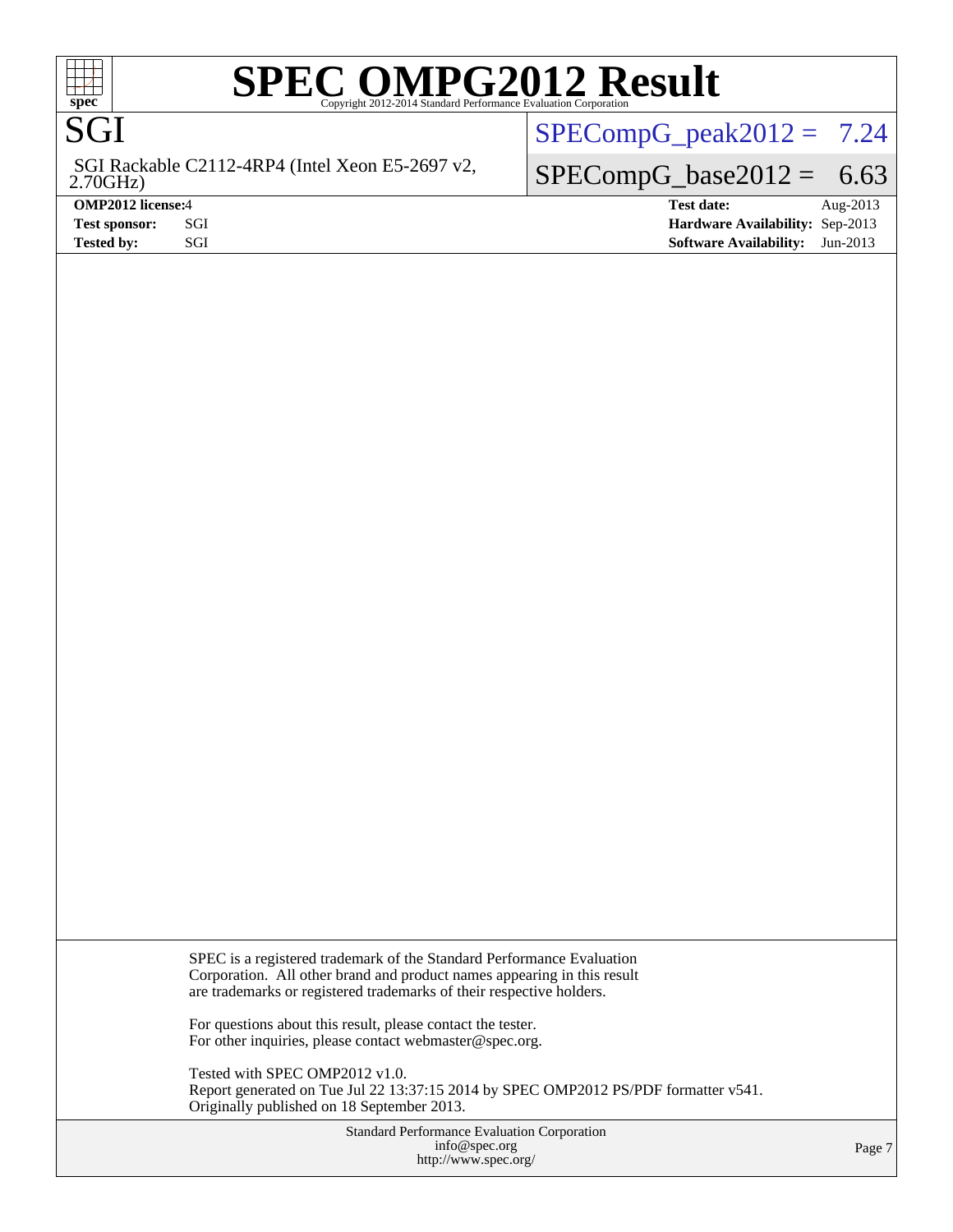# SPEC OMPG2012 Result

Copyright 2012-2014 Standard Performance Evaluation Corporation

## SGI

SGI Rackable C2112-4RP4 (Intel Xeon E5-2697 v2, 2.70GHz)

SPECompG_peak2012 = 7.24

SPECompG_base2012 = 6.63

| | | | |
|---|---|---|---|
| **OMP2012 license:** | 4 | **Test date:** | Aug-2013 |
| **Test sponsor:** | SGI | **Hardware Availability:** | Sep-2013 |
| **Tested by:** | SGI | **Software Availability:** | Jun-2013 |

SPEC is a registered trademark of the Standard Performance Evaluation Corporation. All other brand and product names appearing in this result are trademarks or registered trademarks of their respective holders.

For questions about this result, please contact the tester.
For other inquiries, please contact webmaster@spec.org.

Tested with SPEC OMP2012 v1.0.
Report generated on Tue Jul 22 13:37:15 2014 by SPEC OMP2012 PS/PDF formatter v541.
Originally published on 18 September 2013.

Standard Performance Evaluation Corporation
info@spec.org
http://www.spec.org/